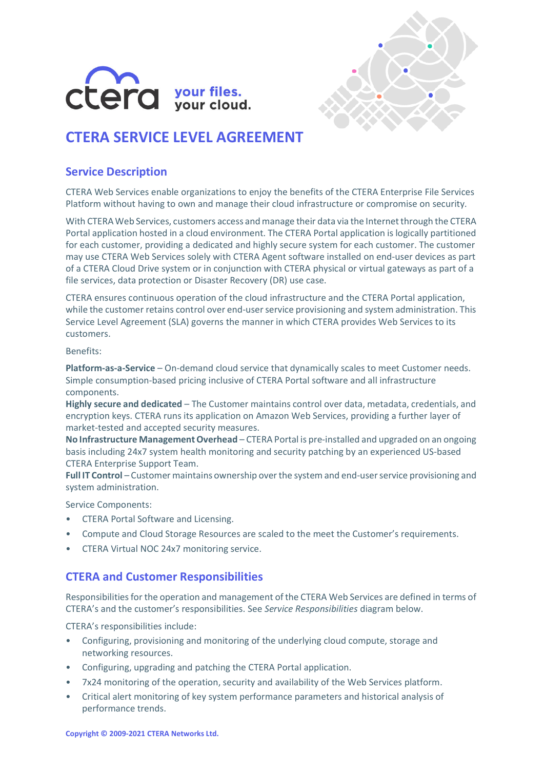# CTERA SERVICE LEVEL AGREEMENT

## Service Description

CTERA Web Services enable organizations to enjoy the benefits of the CTERA Enterprise File Services Platform without having to own and manage their cloud infrastructure or compromise on security.

With CTERA Web Services, customers access and manage their data via the Internet through the CTERA Portal application hosted in a cloud environment. The CTERA Portal application is logically partitioned for each customer, providing a dedicated and highly secure system for each customer. The customer may use CTERA Web Services solely with CTERA Agent software installed on end-user devices as part of a CTERA Cloud Drive system or in conjunction with CTERA physical or virtual gateways as part of a file services, data protection or Disaster Recovery (DR) use case.

CTERA ensures continuous operation of the cloud infrastructure and the CTERA Portal application, while the customer retains control over end-user service provisioning and system administration. This Service Level Agreement (SLA) governs the manner in which CTERA provides Web Services to its customers.

Benefits:

**Platform-as-a-Service** – On-demand cloud service that dynamically scales to meet Customer needs. Simple consumption-based pricing inclusive of CTERA Portal software and all infrastructure components.
**Highly secure and dedicated** – The Customer maintains control over data, metadata, credentials, and encryption keys. CTERA runs its application on Amazon Web Services, providing a further layer of market-tested and accepted security measures.
**No Infrastructure Management Overhead** – CTERA Portal is pre-installed and upgraded on an ongoing basis including 24x7 system health monitoring and security patching by an experienced US-based CTERA Enterprise Support Team.
**Full IT Control** – Customer maintains ownership over the system and end-user service provisioning and system administration.

Service Components:

- CTERA Portal Software and Licensing.
- Compute and Cloud Storage Resources are scaled to the meet the Customer's requirements.
- CTERA Virtual NOC 24x7 monitoring service.

## CTERA and Customer Responsibilities

Responsibilities for the operation and management of the CTERA Web Services are defined in terms of CTERA's and the customer's responsibilities. See *Service Responsibilities* diagram below.

CTERA's responsibilities include:

- Configuring, provisioning and monitoring of the underlying cloud compute, storage and networking resources.
- Configuring, upgrading and patching the CTERA Portal application.
- 7x24 monitoring of the operation, security and availability of the Web Services platform.
- Critical alert monitoring of key system performance parameters and historical analysis of performance trends.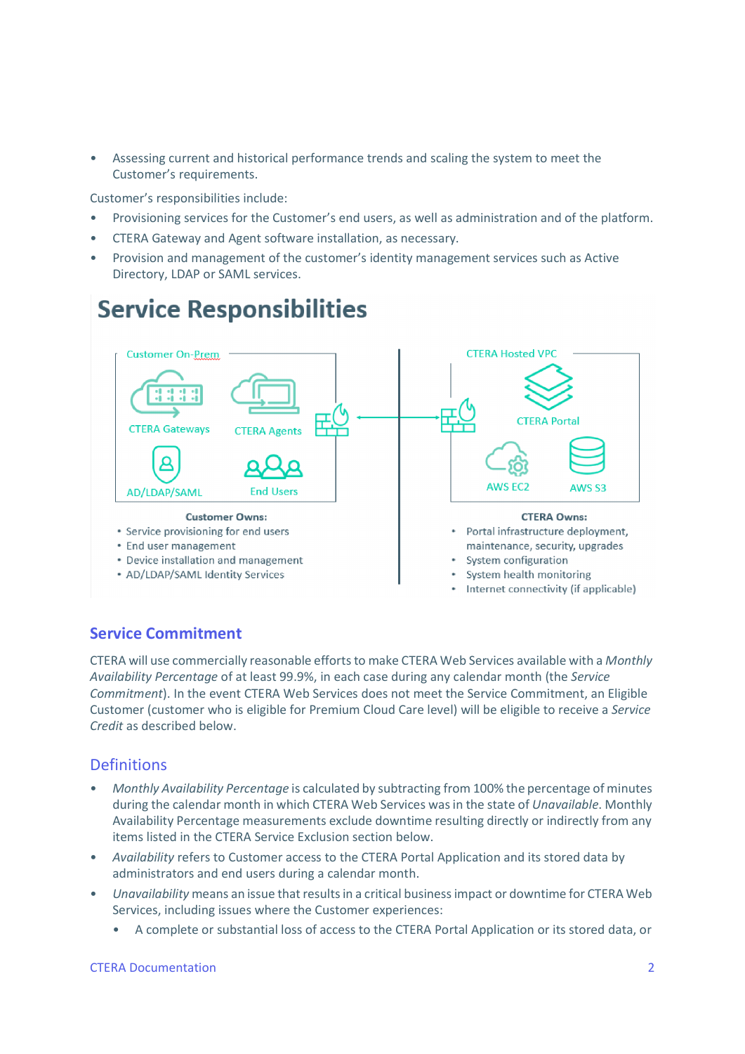- Assessing current and historical performance trends and scaling the system to meet the Customer's requirements.

Customer's responsibilities include:

- Provisioning services for the Customer's end users, as well as administration and of the platform.
- CTERA Gateway and Agent software installation, as necessary.
- Provision and management of the customer's identity management services such as Active Directory, LDAP or SAML services.

# Service Responsibilities

Customer On-Prem

CTERA Gateways

CTERA Agents

AD/LDAP/SAML

End Users

CTERA Hosted VPC

CTERA Portal

AWS EC2

AWS S3

**Customer Owns:**

- Service provisioning for end users
- End user management
- Device installation and management
- AD/LDAP/SAML Identity Services

**CTERA Owns:**

- Portal infrastructure deployment, maintenance, security, upgrades
- System configuration
- System health monitoring
- Internet connectivity (if applicable)

## Service Commitment

CTERA will use commercially reasonable efforts to make CTERA Web Services available with a *Monthly Availability Percentage* of at least 99.9%, in each case during any calendar month (the *Service Commitment*). In the event CTERA Web Services does not meet the Service Commitment, an Eligible Customer (customer who is eligible for Premium Cloud Care level) will be eligible to receive a *Service Credit* as described below.

## Definitions

- *Monthly Availability Percentage* is calculated by subtracting from 100% the percentage of minutes during the calendar month in which CTERA Web Services was in the state of *Unavailable*. Monthly Availability Percentage measurements exclude downtime resulting directly or indirectly from any items listed in the CTERA Service Exclusion section below.
- *Availability* refers to Customer access to the CTERA Portal Application and its stored data by administrators and end users during a calendar month.
- *Unavailability* means an issue that results in a critical business impact or downtime for CTERA Web Services, including issues where the Customer experiences:
  - A complete or substantial loss of access to the CTERA Portal Application or its stored data, or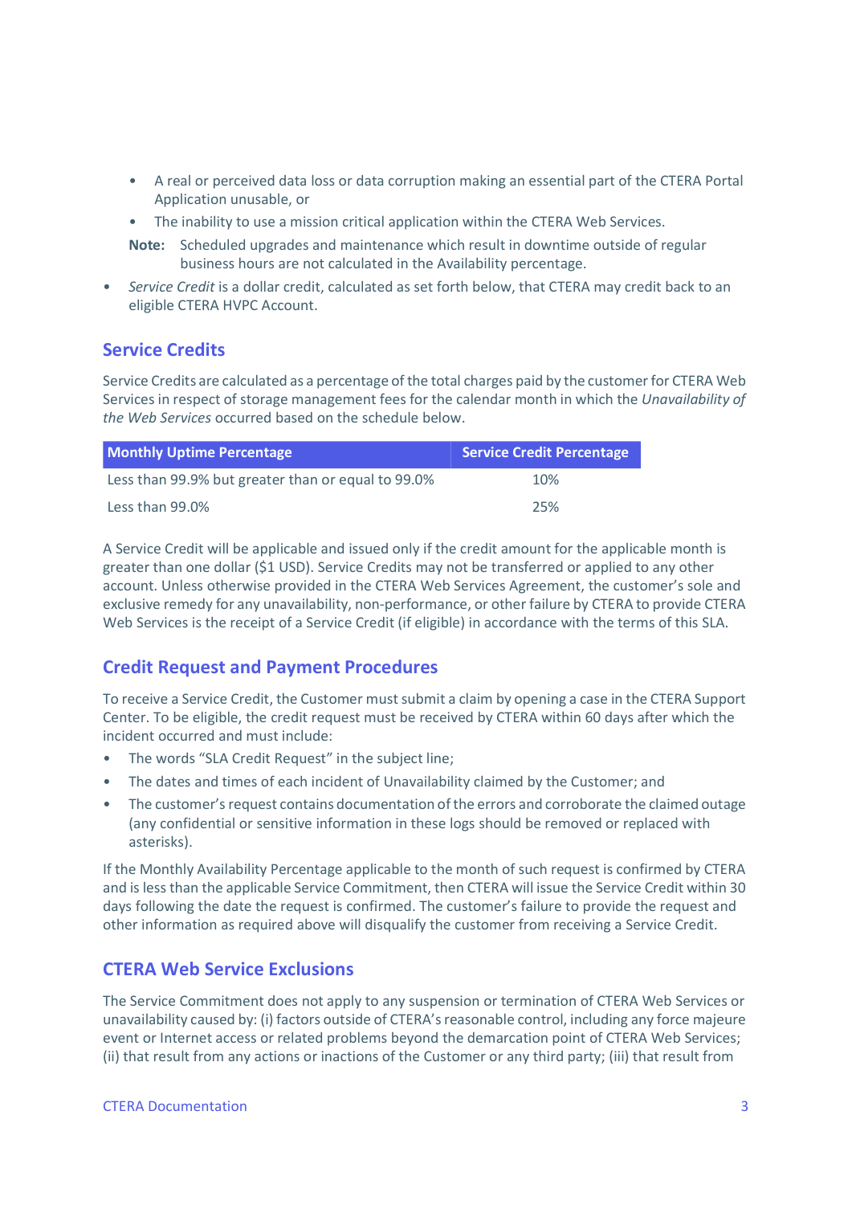- A real or perceived data loss or data corruption making an essential part of the CTERA Portal Application unusable, or
    - The inability to use a mission critical application within the CTERA Web Services.

  **Note:** Scheduled upgrades and maintenance which result in downtime outside of regular business hours are not calculated in the Availability percentage.

- *Service Credit* is a dollar credit, calculated as set forth below, that CTERA may credit back to an eligible CTERA HVPC Account.

## Service Credits

Service Credits are calculated as a percentage of the total charges paid by the customer for CTERA Web Services in respect of storage management fees for the calendar month in which the *Unavailability of the Web Services* occurred based on the schedule below.

| Monthly Uptime Percentage | Service Credit Percentage |
| --- | --- |
| Less than 99.9% but greater than or equal to 99.0% | 10% |
| Less than 99.0% | 25% |

A Service Credit will be applicable and issued only if the credit amount for the applicable month is greater than one dollar ($1 USD). Service Credits may not be transferred or applied to any other account. Unless otherwise provided in the CTERA Web Services Agreement, the customer's sole and exclusive remedy for any unavailability, non-performance, or other failure by CTERA to provide CTERA Web Services is the receipt of a Service Credit (if eligible) in accordance with the terms of this SLA.

## Credit Request and Payment Procedures

To receive a Service Credit, the Customer must submit a claim by opening a case in the CTERA Support Center. To be eligible, the credit request must be received by CTERA within 60 days after which the incident occurred and must include:

- The words "SLA Credit Request" in the subject line;
- The dates and times of each incident of Unavailability claimed by the Customer; and
- The customer's request contains documentation of the errors and corroborate the claimed outage (any confidential or sensitive information in these logs should be removed or replaced with asterisks).

If the Monthly Availability Percentage applicable to the month of such request is confirmed by CTERA and is less than the applicable Service Commitment, then CTERA will issue the Service Credit within 30 days following the date the request is confirmed. The customer's failure to provide the request and other information as required above will disqualify the customer from receiving a Service Credit.

## CTERA Web Service Exclusions

The Service Commitment does not apply to any suspension or termination of CTERA Web Services or unavailability caused by: (i) factors outside of CTERA's reasonable control, including any force majeure event or Internet access or related problems beyond the demarcation point of CTERA Web Services; (ii) that result from any actions or inactions of the Customer or any third party; (iii) that result from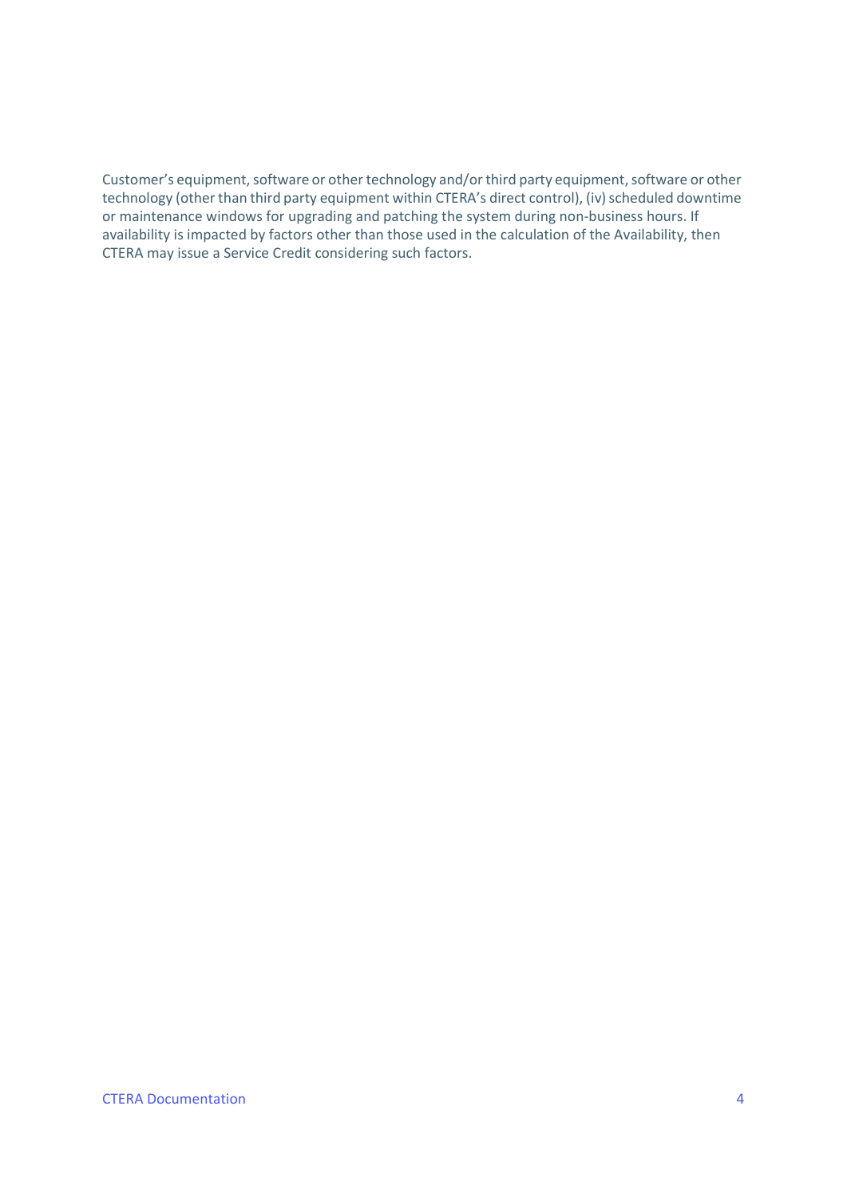Customer's equipment, software or other technology and/or third party equipment, software or other technology (other than third party equipment within CTERA's direct control), (iv) scheduled downtime or maintenance windows for upgrading and patching the system during non-business hours. If availability is impacted by factors other than those used in the calculation of the Availability, then CTERA may issue a Service Credit considering such factors.